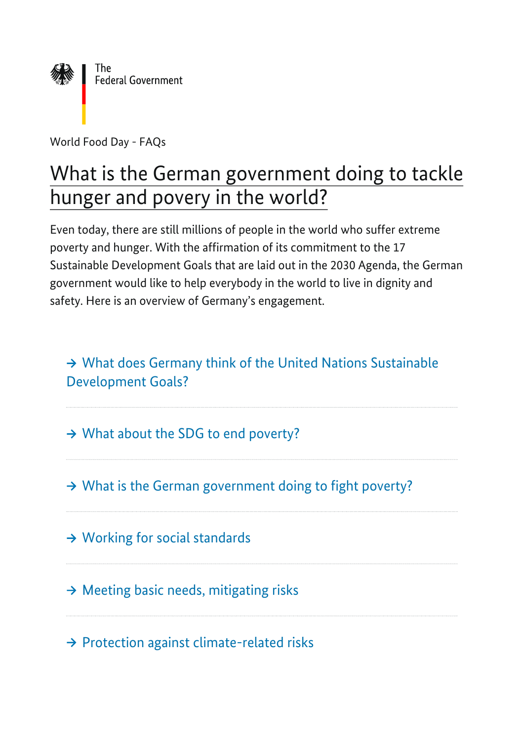The Federal Government

World Food Day - FAQs

# What is the German government doing to tackle hunger and povery in the world?

Even today, there are still millions of people in the world who suffer extreme poverty and hunger. With the affirmation of its commitment to the 17 Sustainable Development Goals that are laid out in the 2030 Agenda, the German government would like to help everybody in the world to live in dignity and safety. Here is an overview of Germany's engagement.

→ What does Germany think of the United Nations Sustainable Development Goals?

→ What about the SDG to end poverty?

→ What is the German government doing to fight poverty?

→ Working for social standards

→ Meeting basic needs, mitigating risks

→ Protection against climate-related risks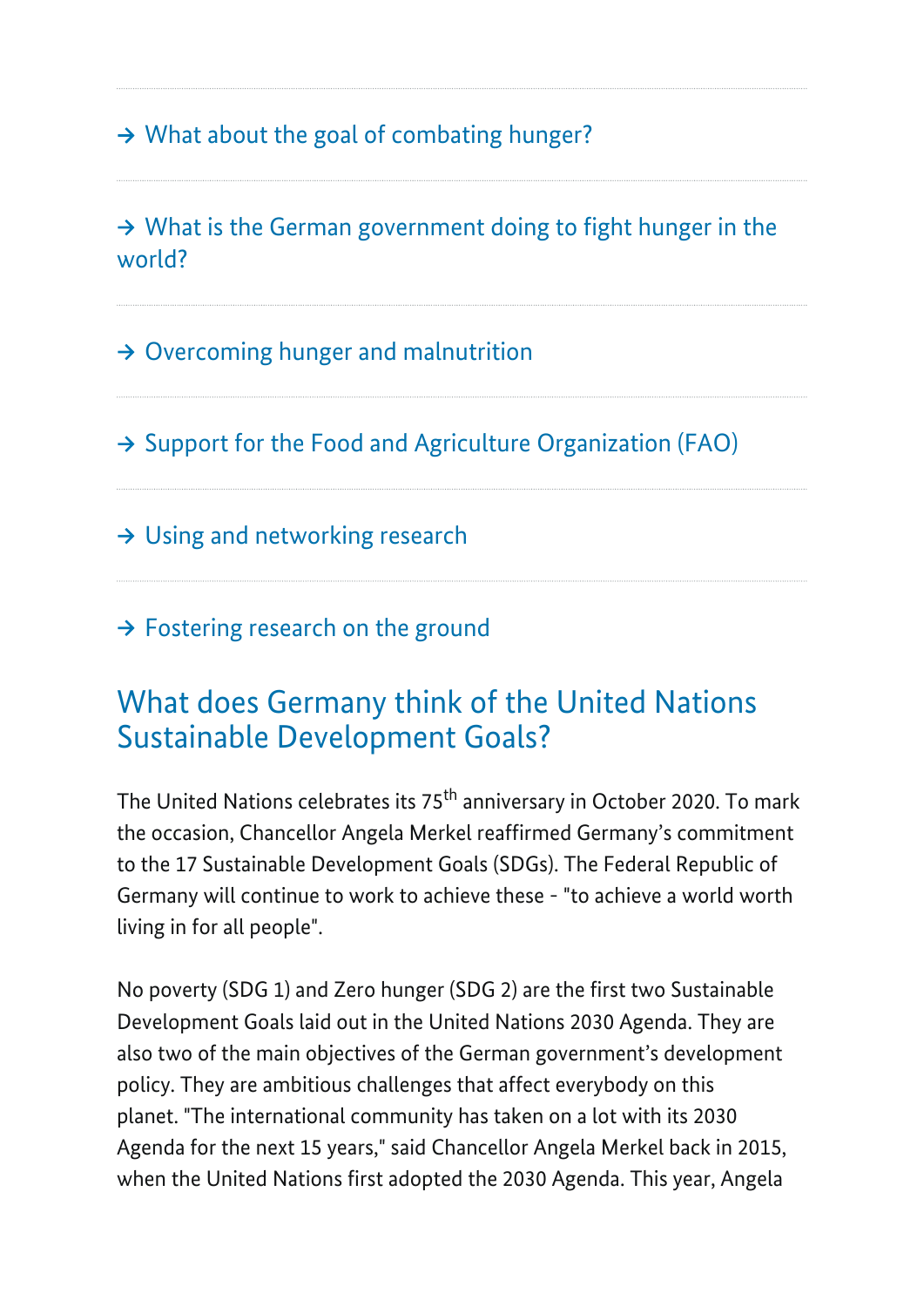→ What about the goal of combating hunger?

→ What is the German government doing to fight hunger in the world?

→ Overcoming hunger and malnutrition

→ Support for the Food and Agriculture Organization (FAO)

→ Using and networking research

→ Fostering research on the ground

## What does Germany think of the United Nations Sustainable Development Goals?

The United Nations celebrates its 75th anniversary in October 2020. To mark the occasion, Chancellor Angela Merkel reaffirmed Germany's commitment to the 17 Sustainable Development Goals (SDGs). The Federal Republic of Germany will continue to work to achieve these - "to achieve a world worth living in for all people".

No poverty (SDG 1) and Zero hunger (SDG 2) are the first two Sustainable Development Goals laid out in the United Nations 2030 Agenda. They are also two of the main objectives of the German government's development policy. They are ambitious challenges that affect everybody on this planet. "The international community has taken on a lot with its 2030 Agenda for the next 15 years," said Chancellor Angela Merkel back in 2015, when the United Nations first adopted the 2030 Agenda. This year, Angela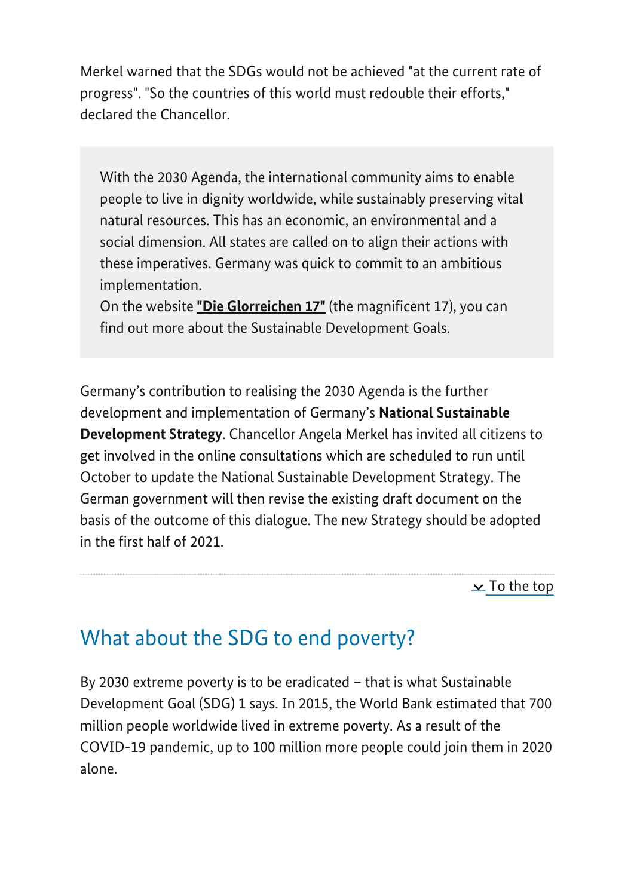Merkel warned that the SDGs would not be achieved "at the current rate of progress". "So the countries of this world must redouble their efforts," declared the Chancellor.

> With the 2030 Agenda, the international community aims to enable people to live in dignity worldwide, while sustainably preserving vital natural resources. This has an economic, an environmental and a social dimension. All states are called on to align their actions with these imperatives. Germany was quick to commit to an ambitious implementation.
> On the website **"Die Glorreichen 17"** (the magnificent 17), you can find out more about the Sustainable Development Goals.

Germany's contribution to realising the 2030 Agenda is the further development and implementation of Germany's **National Sustainable Development Strategy**. Chancellor Angela Merkel has invited all citizens to get involved in the online consultations which are scheduled to run until October to update the National Sustainable Development Strategy. The German government will then revise the existing draft document on the basis of the outcome of this dialogue. The new Strategy should be adopted in the first half of 2021.

To the top

## What about the SDG to end poverty?

By 2030 extreme poverty is to be eradicated – that is what Sustainable Development Goal (SDG) 1 says. In 2015, the World Bank estimated that 700 million people worldwide lived in extreme poverty. As a result of the COVID-19 pandemic, up to 100 million more people could join them in 2020 alone.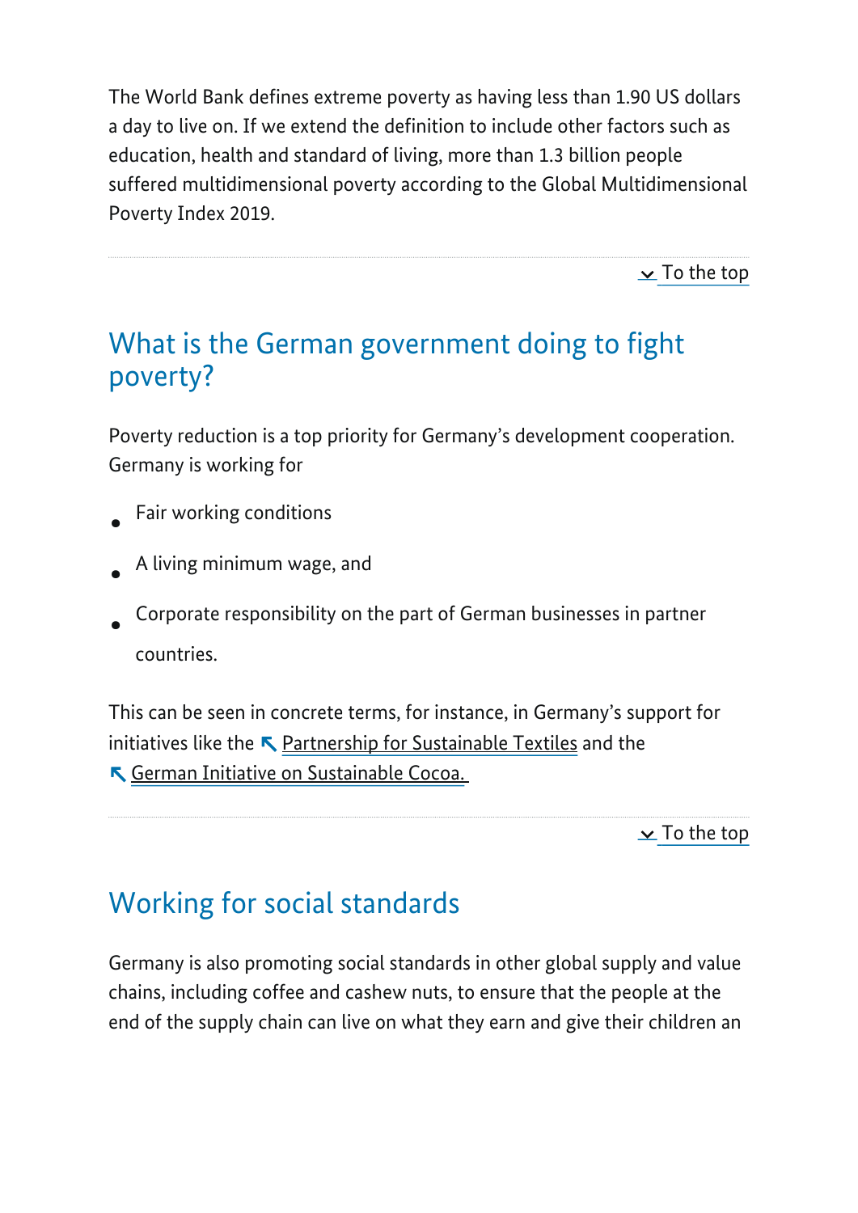The World Bank defines extreme poverty as having less than 1.90 US dollars a day to live on. If we extend the definition to include other factors such as education, health and standard of living, more than 1.3 billion people suffered multidimensional poverty according to the Global Multidimensional Poverty Index 2019.

To the top

## What is the German government doing to fight poverty?

Poverty reduction is a top priority for Germany's development cooperation. Germany is working for

- Fair working conditions
- A living minimum wage, and
- Corporate responsibility on the part of German businesses in partner countries.

This can be seen in concrete terms, for instance, in Germany's support for initiatives like the Partnership for Sustainable Textiles and the German Initiative on Sustainable Cocoa.

To the top

## Working for social standards

Germany is also promoting social standards in other global supply and value chains, including coffee and cashew nuts, to ensure that the people at the end of the supply chain can live on what they earn and give their children an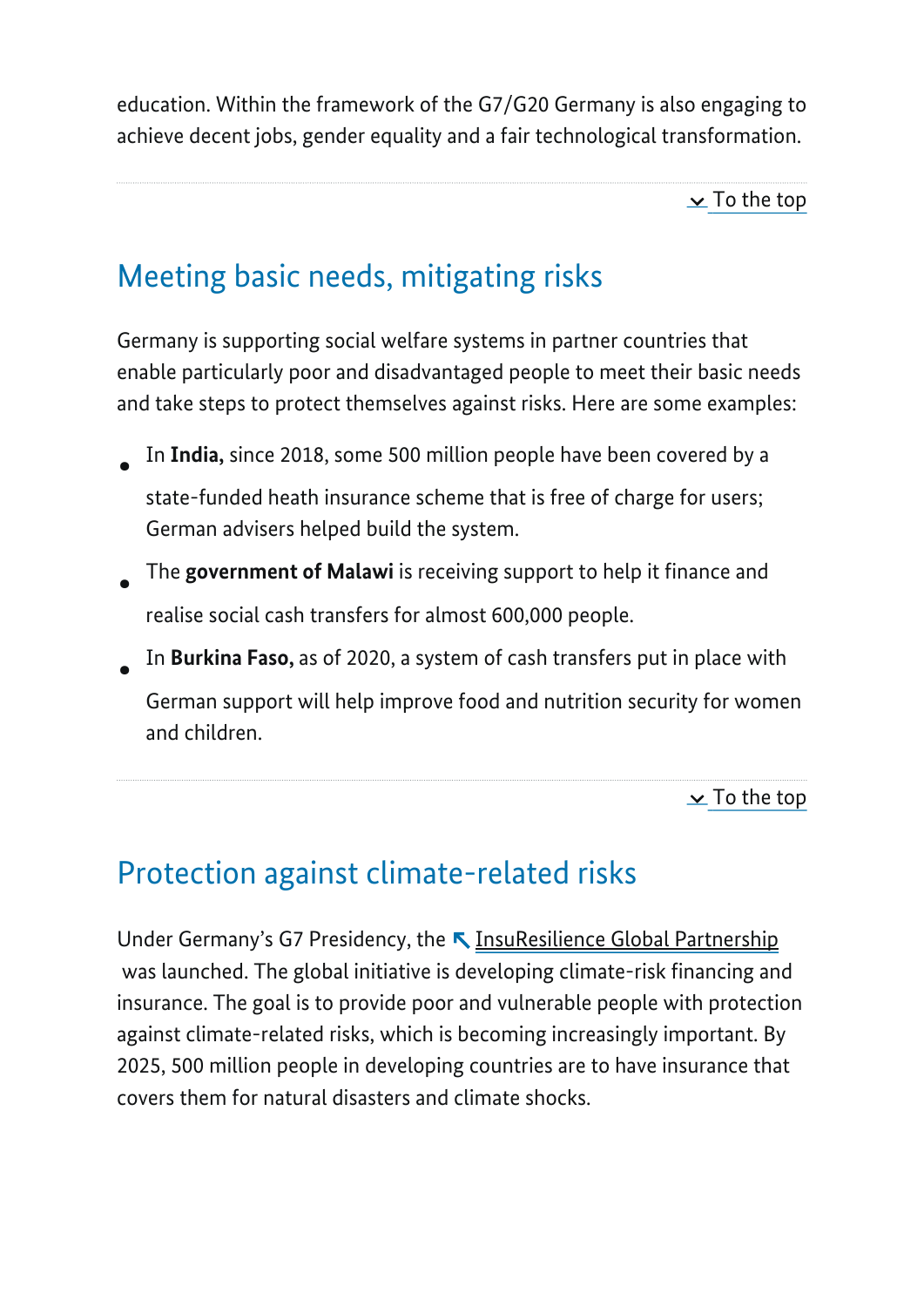education. Within the framework of the G7/G20 Germany is also engaging to achieve decent jobs, gender equality and a fair technological transformation.

To the top

## Meeting basic needs, mitigating risks

Germany is supporting social welfare systems in partner countries that enable particularly poor and disadvantaged people to meet their basic needs and take steps to protect themselves against risks. Here are some examples:

- In **India,** since 2018, some 500 million people have been covered by a state-funded heath insurance scheme that is free of charge for users; German advisers helped build the system.
- The **government of Malawi** is receiving support to help it finance and realise social cash transfers for almost 600,000 people.
- In **Burkina Faso,** as of 2020, a system of cash transfers put in place with German support will help improve food and nutrition security for women and children.

To the top

## Protection against climate-related risks

Under Germany's G7 Presidency, the InsuResilience Global Partnership was launched. The global initiative is developing climate-risk financing and insurance. The goal is to provide poor and vulnerable people with protection against climate-related risks, which is becoming increasingly important. By 2025, 500 million people in developing countries are to have insurance that covers them for natural disasters and climate shocks.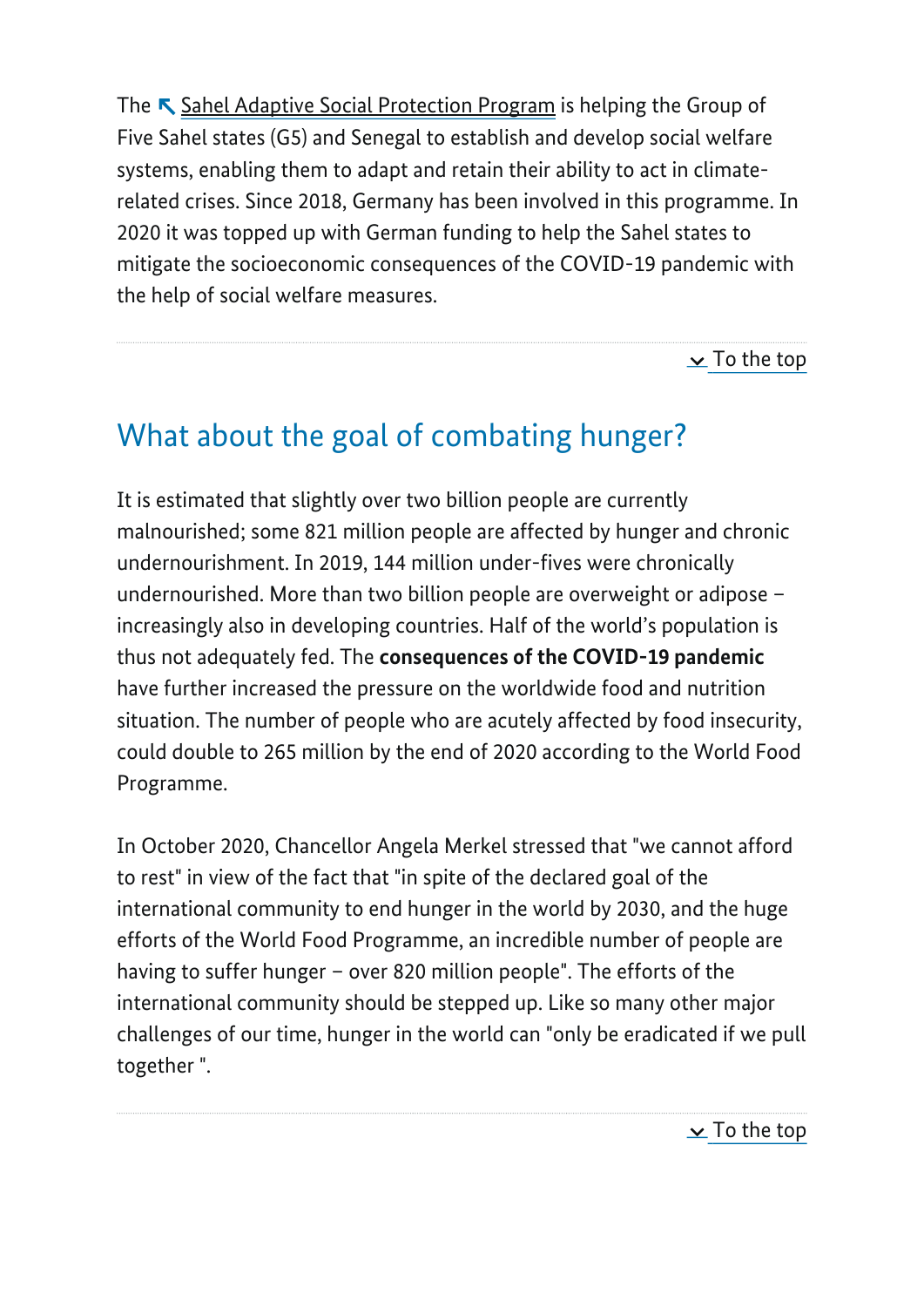The ↖ Sahel Adaptive Social Protection Program is helping the Group of Five Sahel states (G5) and Senegal to establish and develop social welfare systems, enabling them to adapt and retain their ability to act in climate-related crises. Since 2018, Germany has been involved in this programme. In 2020 it was topped up with German funding to help the Sahel states to mitigate the socioeconomic consequences of the COVID-19 pandemic with the help of social welfare measures.

To the top

## What about the goal of combating hunger?

It is estimated that slightly over two billion people are currently malnourished; some 821 million people are affected by hunger and chronic undernourishment. In 2019, 144 million under-fives were chronically undernourished. More than two billion people are overweight or adipose – increasingly also in developing countries. Half of the world's population is thus not adequately fed. The **consequences of the COVID-19 pandemic** have further increased the pressure on the worldwide food and nutrition situation. The number of people who are acutely affected by food insecurity, could double to 265 million by the end of 2020 according to the World Food Programme.

In October 2020, Chancellor Angela Merkel stressed that "we cannot afford to rest" in view of the fact that "in spite of the declared goal of the international community to end hunger in the world by 2030, and the huge efforts of the World Food Programme, an incredible number of people are having to suffer hunger – over 820 million people". The efforts of the international community should be stepped up. Like so many other major challenges of our time, hunger in the world can "only be eradicated if we pull together ".

To the top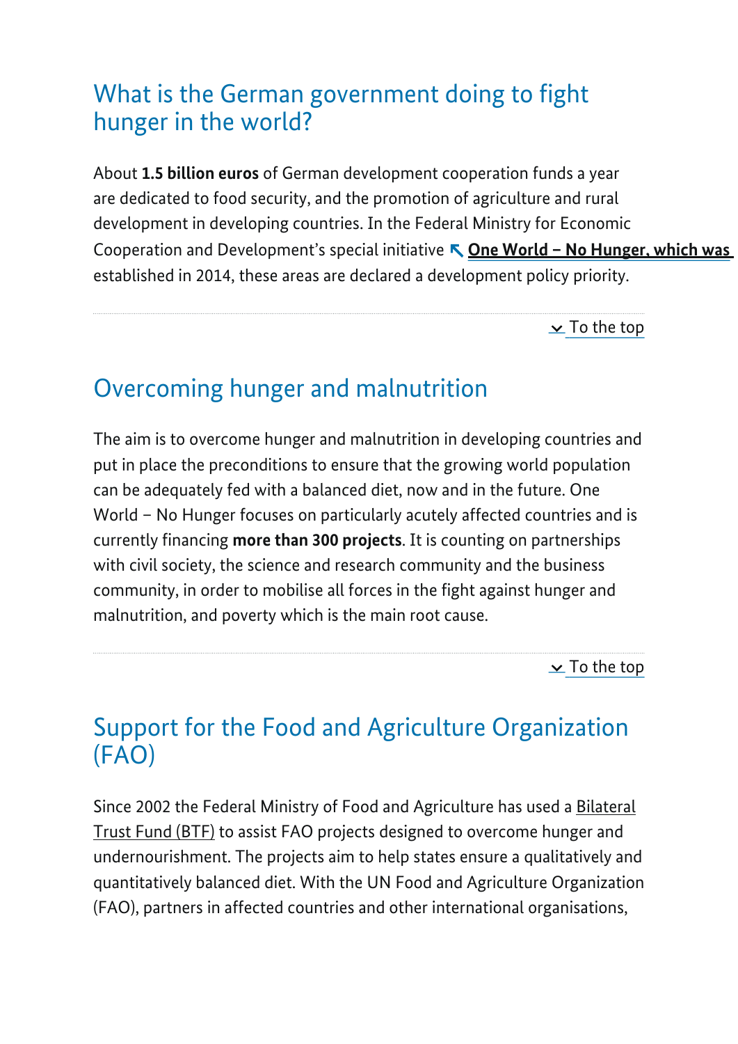## What is the German government doing to fight hunger in the world?

About **1.5 billion euros** of German development cooperation funds a year are dedicated to food security, and the promotion of agriculture and rural development in developing countries. In the Federal Ministry for Economic Cooperation and Development's special initiative ↖ **One World – No Hunger, which was** established in 2014, these areas are declared a development policy priority.

⌄ To the top

## Overcoming hunger and malnutrition

The aim is to overcome hunger and malnutrition in developing countries and put in place the preconditions to ensure that the growing world population can be adequately fed with a balanced diet, now and in the future. One World – No Hunger focuses on particularly acutely affected countries and is currently financing **more than 300 projects**. It is counting on partnerships with civil society, the science and research community and the business community, in order to mobilise all forces in the fight against hunger and malnutrition, and poverty which is the main root cause.

⌄ To the top

## Support for the Food and Agriculture Organization (FAO)

Since 2002 the Federal Ministry of Food and Agriculture has used a Bilateral Trust Fund (BTF) to assist FAO projects designed to overcome hunger and undernourishment. The projects aim to help states ensure a qualitatively and quantitatively balanced diet. With the UN Food and Agriculture Organization (FAO), partners in affected countries and other international organisations,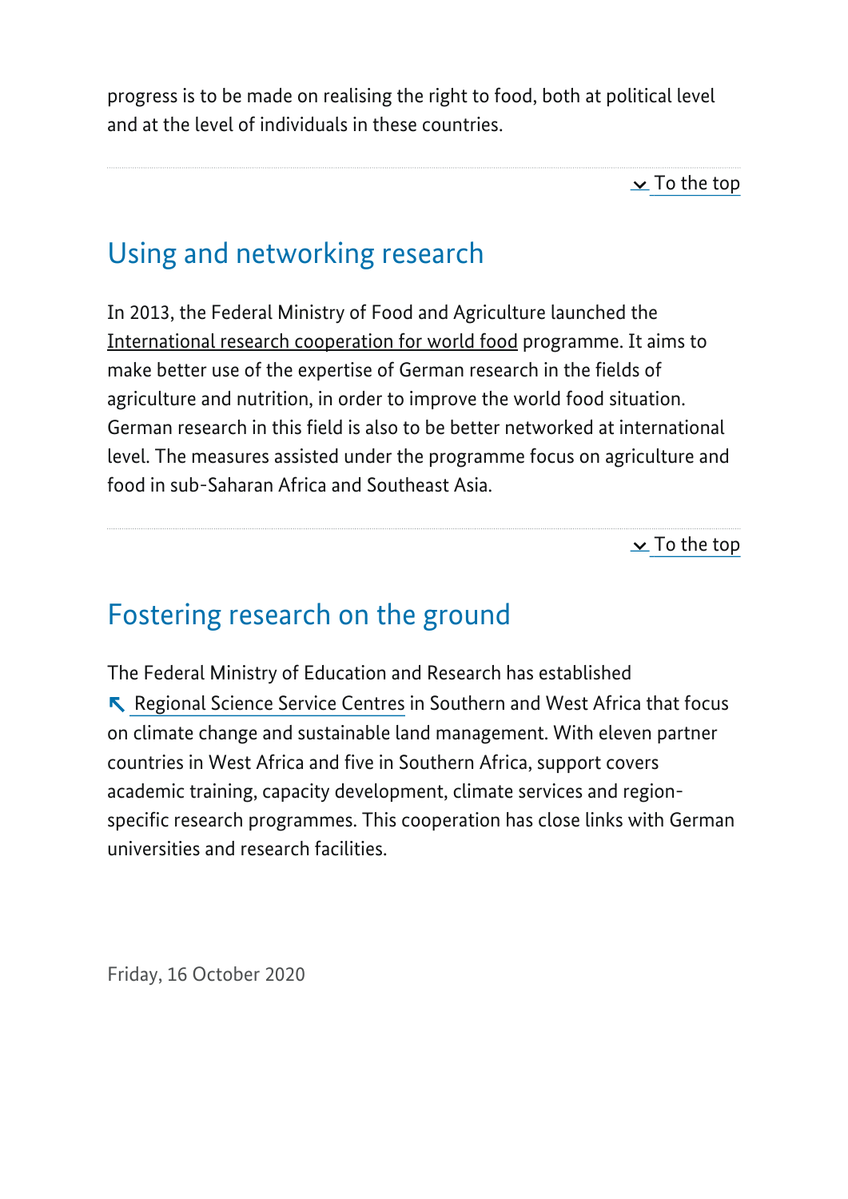progress is to be made on realising the right to food, both at political level and at the level of individuals in these countries.

To the top

## Using and networking research

In 2013, the Federal Ministry of Food and Agriculture launched the International research cooperation for world food programme. It aims to make better use of the expertise of German research in the fields of agriculture and nutrition, in order to improve the world food situation. German research in this field is also to be better networked at international level. The measures assisted under the programme focus on agriculture and food in sub-Saharan Africa and Southeast Asia.

To the top

## Fostering research on the ground

The Federal Ministry of Education and Research has established Regional Science Service Centres in Southern and West Africa that focus on climate change and sustainable land management. With eleven partner countries in West Africa and five in Southern Africa, support covers academic training, capacity development, climate services and region-specific research programmes. This cooperation has close links with German universities and research facilities.

Friday, 16 October 2020